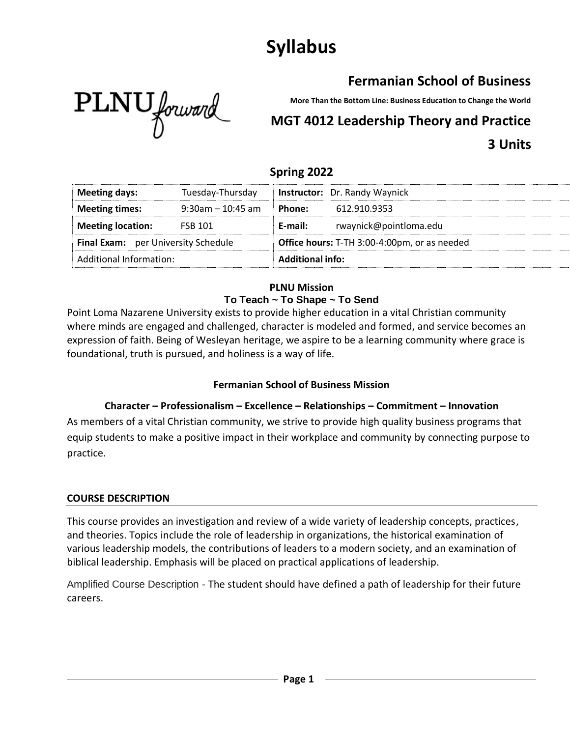# Syllabus

PLNU forward

## Fermanian School of Business

**More Than the Bottom Line: Business Education to Change the World**

## MGT 4012 Leadership Theory and Practice

## 3 Units

### Spring 2022

| | | |
|---|---|---|
| **Meeting days:** | Tuesday-Thursday | **Instructor:** Dr. Randy Waynick |
| **Meeting times:** | 9:30am – 10:45 am | **Phone:** 612.910.9353 |
| **Meeting location:** | FSB 101 | **E-mail:** rwaynick@pointloma.edu |
| **Final Exam:** per University Schedule | | **Office hours:** T-TH 3:00-4:00pm, or as needed |
| Additional Information: | | **Additional info:** |

**PLNU Mission**

**To Teach ~ To Shape ~ To Send**

Point Loma Nazarene University exists to provide higher education in a vital Christian community where minds are engaged and challenged, character is modeled and formed, and service becomes an expression of faith. Being of Wesleyan heritage, we aspire to be a learning community where grace is foundational, truth is pursued, and holiness is a way of life.

**Fermanian School of Business Mission**

**Character – Professionalism – Excellence – Relationships – Commitment – Innovation**

As members of a vital Christian community, we strive to provide high quality business programs that equip students to make a positive impact in their workplace and community by connecting purpose to practice.

### COURSE DESCRIPTION

This course provides an investigation and review of a wide variety of leadership concepts, practices, and theories. Topics include the role of leadership in organizations, the historical examination of various leadership models, the contributions of leaders to a modern society, and an examination of biblical leadership. Emphasis will be placed on practical applications of leadership.

Amplified Course Description - The student should have defined a path of leadership for their future careers.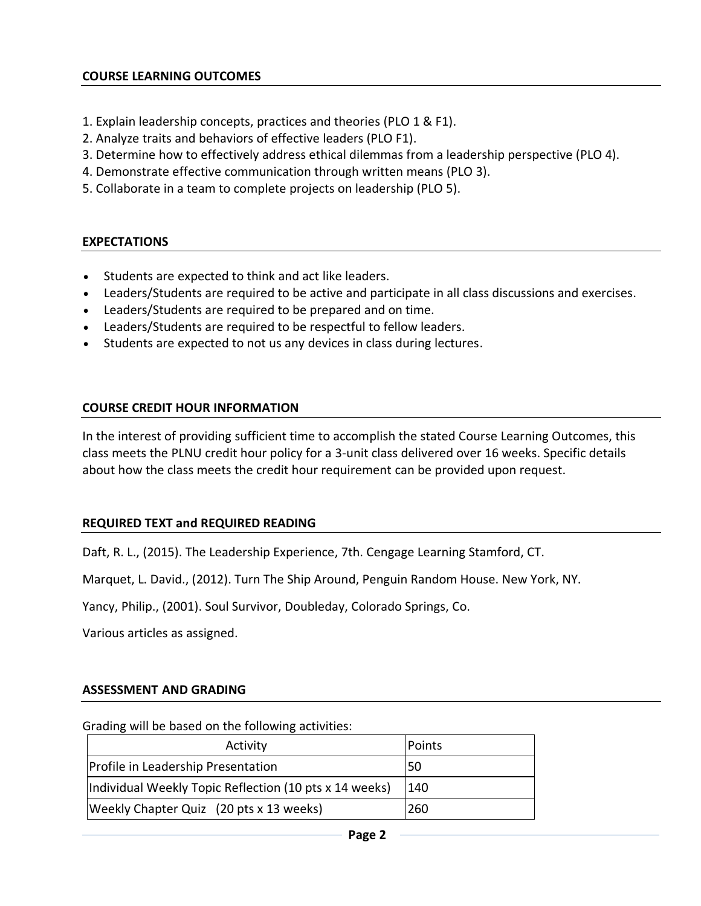## COURSE LEARNING OUTCOMES

1. Explain leadership concepts, practices and theories (PLO 1 & F1).
2. Analyze traits and behaviors of effective leaders (PLO F1).
3. Determine how to effectively address ethical dilemmas from a leadership perspective (PLO 4).
4. Demonstrate effective communication through written means (PLO 3).
5. Collaborate in a team to complete projects on leadership (PLO 5).

## EXPECTATIONS

- Students are expected to think and act like leaders.
- Leaders/Students are required to be active and participate in all class discussions and exercises.
- Leaders/Students are required to be prepared and on time.
- Leaders/Students are required to be respectful to fellow leaders.
- Students are expected to not us any devices in class during lectures.

## COURSE CREDIT HOUR INFORMATION

In the interest of providing sufficient time to accomplish the stated Course Learning Outcomes, this class meets the PLNU credit hour policy for a 3-unit class delivered over 16 weeks. Specific details about how the class meets the credit hour requirement can be provided upon request.

## REQUIRED TEXT and REQUIRED READING

Daft, R. L., (2015). The Leadership Experience, 7th. Cengage Learning Stamford, CT.

Marquet, L. David., (2012). Turn The Ship Around, Penguin Random House. New York, NY.

Yancy, Philip., (2001). Soul Survivor, Doubleday, Colorado Springs, Co.

Various articles as assigned.

## ASSESSMENT AND GRADING

Grading will be based on the following activities:

| Activity | Points |
|---|---|
| Profile in Leadership Presentation | 50 |
| Individual Weekly Topic Reflection (10 pts x 14 weeks) | 140 |
| Weekly Chapter Quiz (20 pts x 13 weeks) | 260 |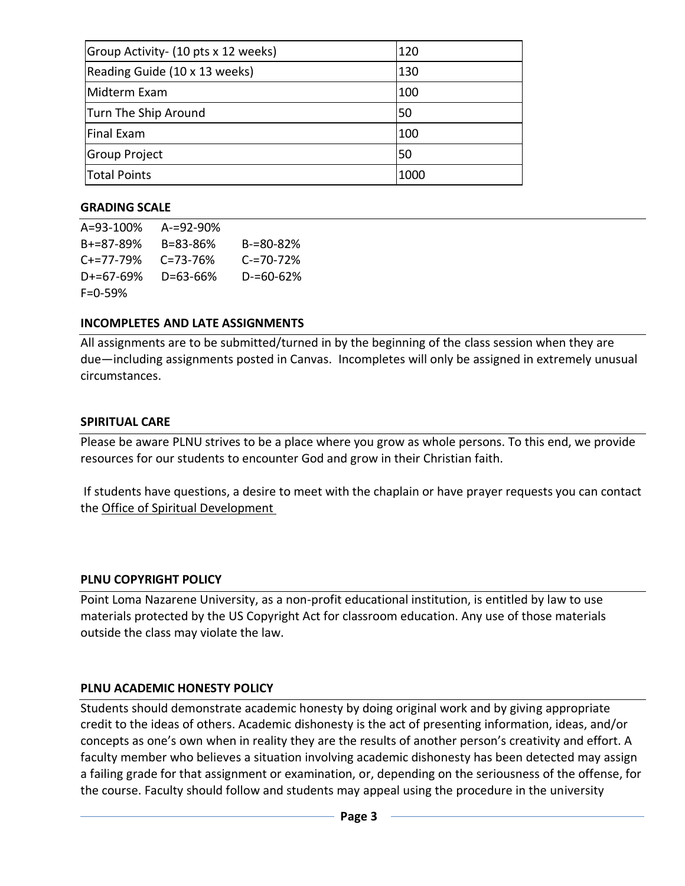| Group Activity- (10 pts x 12 weeks) | 120 |
|---|---|
| Reading Guide (10 x 13 weeks) | 130 |
| Midterm Exam | 100 |
| Turn The Ship Around | 50 |
| Final Exam | 100 |
| Group Project | 50 |
| Total Points | 1000 |

**GRADING SCALE**

| | | |
|---|---|---|
| A=93-100% | A-=92-90% | |
| B+=87-89% | B=83-86% | B-=80-82% |
| C+=77-79% | C=73-76% | C-=70-72% |
| D+=67-69% | D=63-66% | D-=60-62% |
| F=0-59% | | |

**INCOMPLETES AND LATE ASSIGNMENTS**

All assignments are to be submitted/turned in by the beginning of the class session when they are due—including assignments posted in Canvas. Incompletes will only be assigned in extremely unusual circumstances.

**SPIRITUAL CARE**

Please be aware PLNU strives to be a place where you grow as whole persons. To this end, we provide resources for our students to encounter God and grow in their Christian faith.

If students have questions, a desire to meet with the chaplain or have prayer requests you can contact the Office of Spiritual Development

**PLNU COPYRIGHT POLICY**

Point Loma Nazarene University, as a non-profit educational institution, is entitled by law to use materials protected by the US Copyright Act for classroom education. Any use of those materials outside the class may violate the law.

**PLNU ACADEMIC HONESTY POLICY**

Students should demonstrate academic honesty by doing original work and by giving appropriate credit to the ideas of others. Academic dishonesty is the act of presenting information, ideas, and/or concepts as one's own when in reality they are the results of another person's creativity and effort. A faculty member who believes a situation involving academic dishonesty has been detected may assign a failing grade for that assignment or examination, or, depending on the seriousness of the offense, for the course. Faculty should follow and students may appeal using the procedure in the university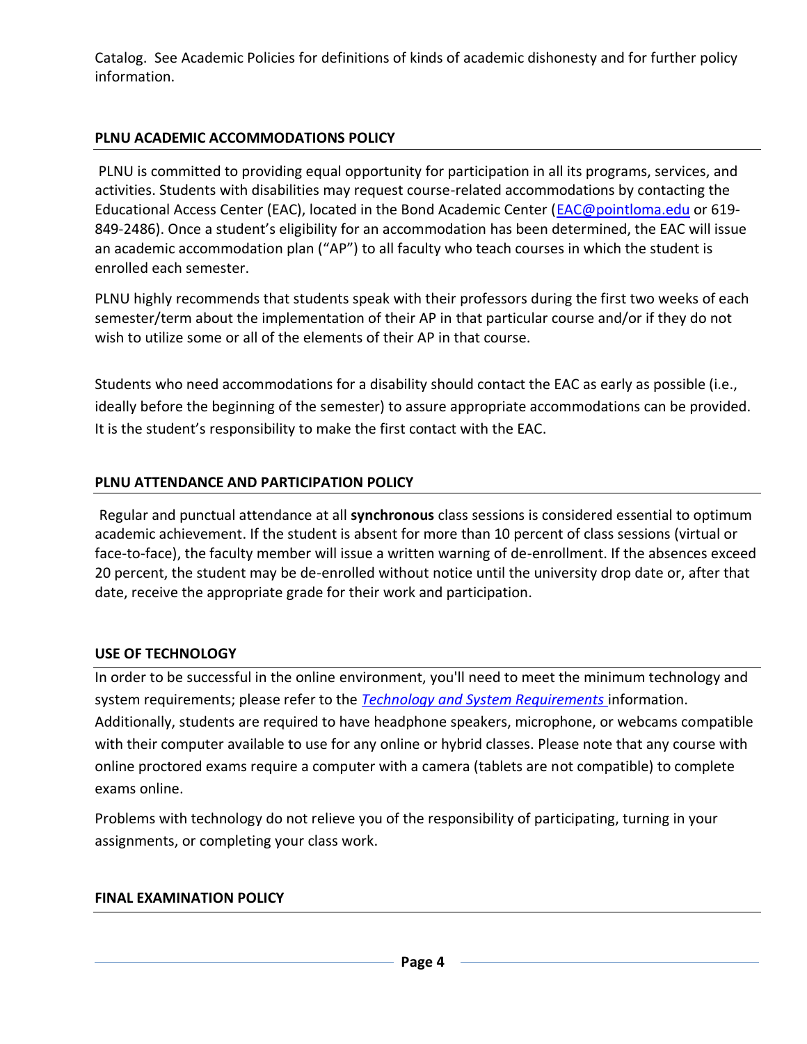Catalog. See Academic Policies for definitions of kinds of academic dishonesty and for further policy information.

## PLNU ACADEMIC ACCOMMODATIONS POLICY

PLNU is committed to providing equal opportunity for participation in all its programs, services, and activities. Students with disabilities may request course-related accommodations by contacting the Educational Access Center (EAC), located in the Bond Academic Center ([EAC@pointloma.edu](mailto:EAC@pointloma.edu) or 619-849-2486). Once a student's eligibility for an accommodation has been determined, the EAC will issue an academic accommodation plan ("AP") to all faculty who teach courses in which the student is enrolled each semester.

PLNU highly recommends that students speak with their professors during the first two weeks of each semester/term about the implementation of their AP in that particular course and/or if they do not wish to utilize some or all of the elements of their AP in that course.

Students who need accommodations for a disability should contact the EAC as early as possible (i.e., ideally before the beginning of the semester) to assure appropriate accommodations can be provided. It is the student's responsibility to make the first contact with the EAC.

## PLNU ATTENDANCE AND PARTICIPATION POLICY

Regular and punctual attendance at all **synchronous** class sessions is considered essential to optimum academic achievement. If the student is absent for more than 10 percent of class sessions (virtual or face-to-face), the faculty member will issue a written warning of de-enrollment. If the absences exceed 20 percent, the student may be de-enrolled without notice until the university drop date or, after that date, receive the appropriate grade for their work and participation.

## USE OF TECHNOLOGY

In order to be successful in the online environment, you'll need to meet the minimum technology and system requirements; please refer to the *Technology and System Requirements* information. Additionally, students are required to have headphone speakers, microphone, or webcams compatible with their computer available to use for any online or hybrid classes. Please note that any course with online proctored exams require a computer with a camera (tablets are not compatible) to complete exams online.

Problems with technology do not relieve you of the responsibility of participating, turning in your assignments, or completing your class work.

## FINAL EXAMINATION POLICY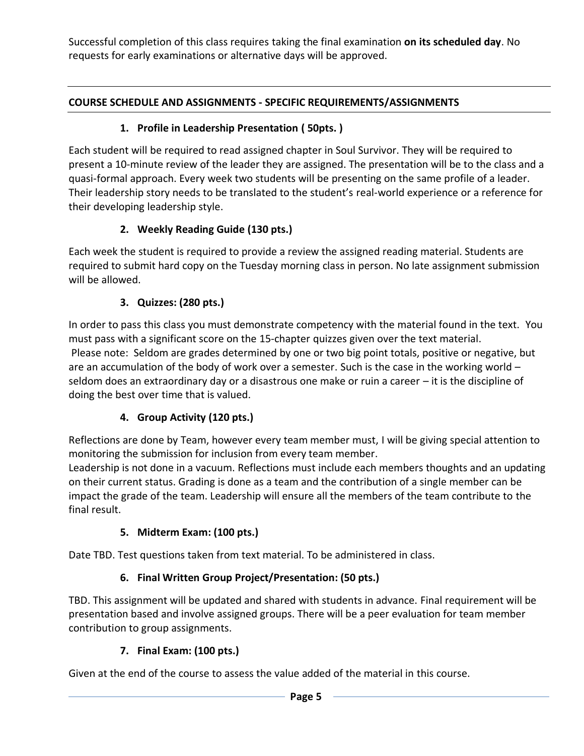Successful completion of this class requires taking the final examination **on its scheduled day**. No requests for early examinations or alternative days will be approved.

---

## COURSE SCHEDULE AND ASSIGNMENTS - SPECIFIC REQUIREMENTS/ASSIGNMENTS

### 1. Profile in Leadership Presentation ( 50pts. )

Each student will be required to read assigned chapter in Soul Survivor. They will be required to present a 10-minute review of the leader they are assigned. The presentation will be to the class and a quasi-formal approach. Every week two students will be presenting on the same profile of a leader. Their leadership story needs to be translated to the student's real-world experience or a reference for their developing leadership style.

### 2. Weekly Reading Guide (130 pts.)

Each week the student is required to provide a review the assigned reading material. Students are required to submit hard copy on the Tuesday morning class in person. No late assignment submission will be allowed.

### 3. Quizzes: (280 pts.)

In order to pass this class you must demonstrate competency with the material found in the text. You must pass with a significant score on the 15-chapter quizzes given over the text material.
Please note: Seldom are grades determined by one or two big point totals, positive or negative, but are an accumulation of the body of work over a semester. Such is the case in the working world – seldom does an extraordinary day or a disastrous one make or ruin a career – it is the discipline of doing the best over time that is valued.

### 4. Group Activity (120 pts.)

Reflections are done by Team, however every team member must, I will be giving special attention to monitoring the submission for inclusion from every team member.
Leadership is not done in a vacuum. Reflections must include each members thoughts and an updating on their current status. Grading is done as a team and the contribution of a single member can be impact the grade of the team. Leadership will ensure all the members of the team contribute to the final result.

### 5. Midterm Exam: (100 pts.)

Date TBD. Test questions taken from text material. To be administered in class.

### 6. Final Written Group Project/Presentation: (50 pts.)

TBD. This assignment will be updated and shared with students in advance. Final requirement will be presentation based and involve assigned groups. There will be a peer evaluation for team member contribution to group assignments.

### 7. Final Exam: (100 pts.)

Given at the end of the course to assess the value added of the material in this course.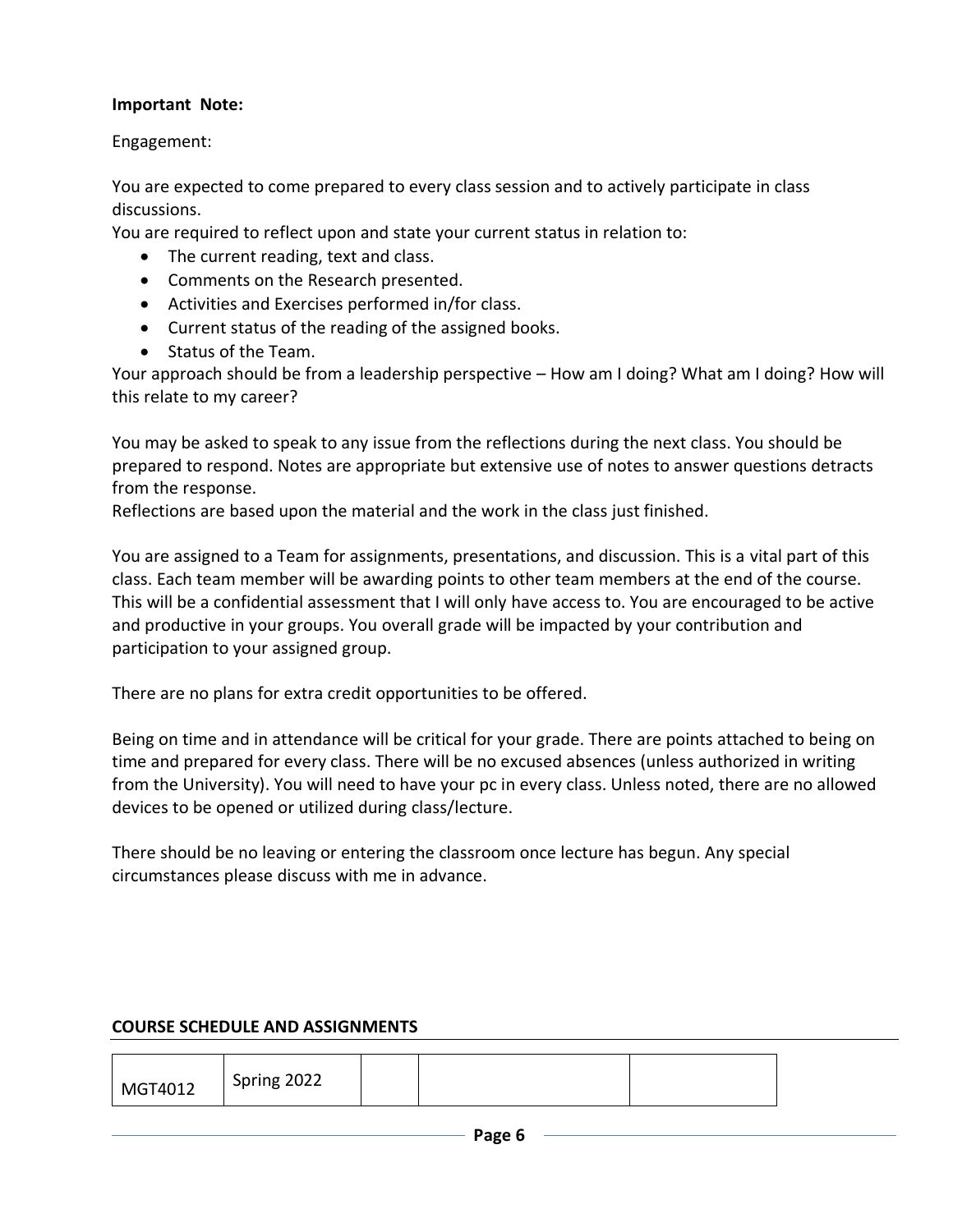**Important Note:**

Engagement:

You are expected to come prepared to every class session and to actively participate in class discussions.
You are required to reflect upon and state your current status in relation to:

- The current reading, text and class.
- Comments on the Research presented.
- Activities and Exercises performed in/for class.
- Current status of the reading of the assigned books.
- Status of the Team.

Your approach should be from a leadership perspective – How am I doing? What am I doing? How will this relate to my career?

You may be asked to speak to any issue from the reflections during the next class. You should be prepared to respond. Notes are appropriate but extensive use of notes to answer questions detracts from the response.
Reflections are based upon the material and the work in the class just finished.

You are assigned to a Team for assignments, presentations, and discussion. This is a vital part of this class. Each team member will be awarding points to other team members at the end of the course. This will be a confidential assessment that I will only have access to. You are encouraged to be active and productive in your groups. You overall grade will be impacted by your contribution and participation to your assigned group.

There are no plans for extra credit opportunities to be offered.

Being on time and in attendance will be critical for your grade. There are points attached to being on time and prepared for every class. There will be no excused absences (unless authorized in writing from the University). You will need to have your pc in every class. Unless noted, there are no allowed devices to be opened or utilized during class/lecture.

There should be no leaving or entering the classroom once lecture has begun. Any special circumstances please discuss with me in advance.

## COURSE SCHEDULE AND ASSIGNMENTS

| MGT4012 | Spring 2022 | | | |
|---|---|---|---|---|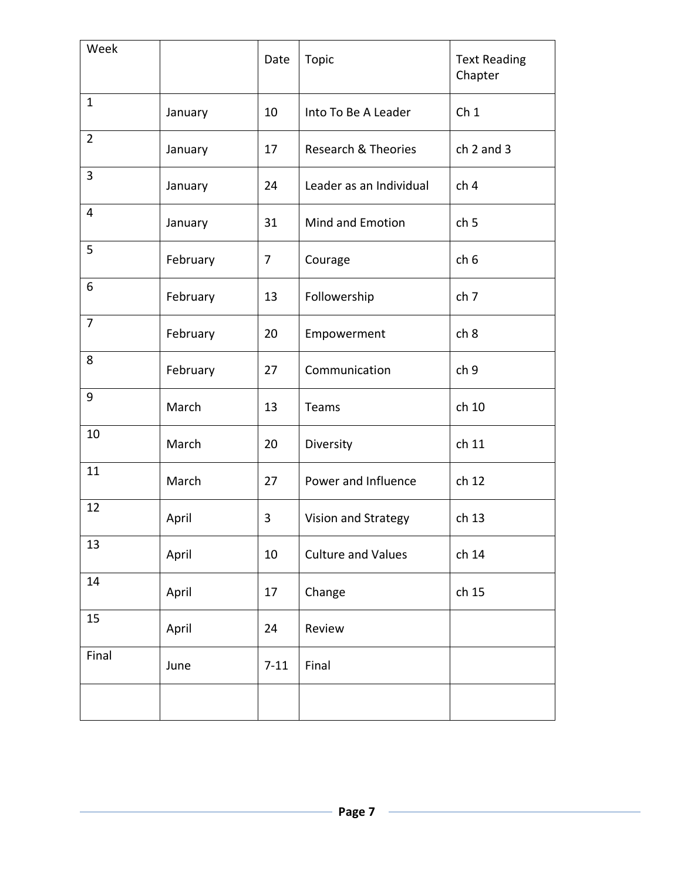| Week | | Date | Topic | Text Reading Chapter |
|---|---|---|---|---|
| 1 | January | 10 | Into To Be A Leader | Ch 1 |
| 2 | January | 17 | Research & Theories | ch 2 and 3 |
| 3 | January | 24 | Leader as an Individual | ch 4 |
| 4 | January | 31 | Mind and Emotion | ch 5 |
| 5 | February | 7 | Courage | ch 6 |
| 6 | February | 13 | Followership | ch 7 |
| 7 | February | 20 | Empowerment | ch 8 |
| 8 | February | 27 | Communication | ch 9 |
| 9 | March | 13 | Teams | ch 10 |
| 10 | March | 20 | Diversity | ch 11 |
| 11 | March | 27 | Power and Influence | ch 12 |
| 12 | April | 3 | Vision and Strategy | ch 13 |
| 13 | April | 10 | Culture and Values | ch 14 |
| 14 | April | 17 | Change | ch 15 |
| 15 | April | 24 | Review | |
| Final | June | 7-11 | Final | |
| | | | | |